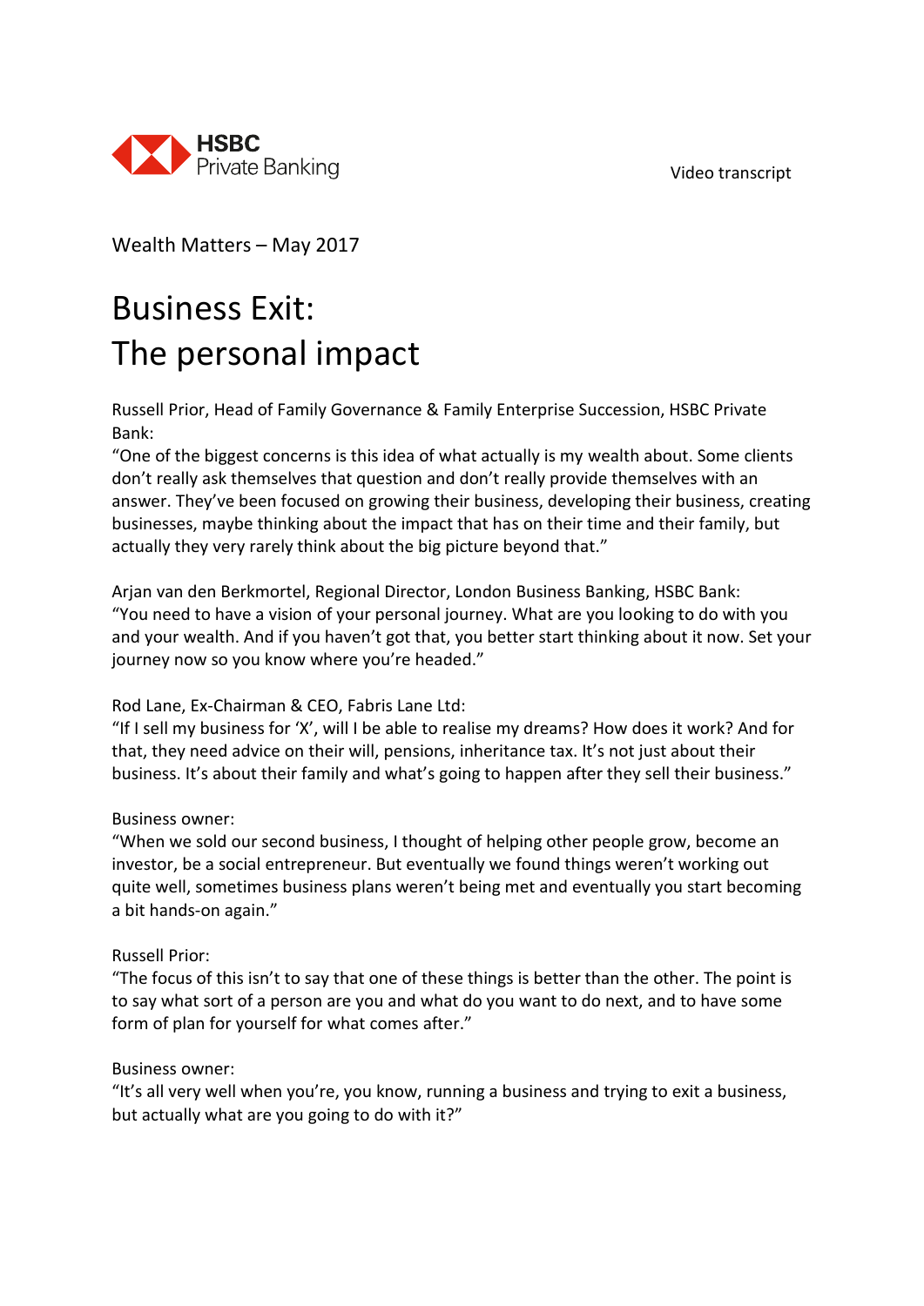HSBC Private Banking

Video transcript

Wealth Matters – May 2017

# Business Exit:
# The personal impact

Russell Prior, Head of Family Governance & Family Enterprise Succession, HSBC Private Bank:
"One of the biggest concerns is this idea of what actually is my wealth about. Some clients don't really ask themselves that question and don't really provide themselves with an answer. They've been focused on growing their business, developing their business, creating businesses, maybe thinking about the impact that has on their time and their family, but actually they very rarely think about the big picture beyond that."

Arjan van den Berkmortel, Regional Director, London Business Banking, HSBC Bank:
"You need to have a vision of your personal journey. What are you looking to do with you and your wealth. And if you haven't got that, you better start thinking about it now. Set your journey now so you know where you're headed."

Rod Lane, Ex-Chairman & CEO, Fabris Lane Ltd:
"If I sell my business for 'X', will I be able to realise my dreams? How does it work? And for that, they need advice on their will, pensions, inheritance tax. It's not just about their business. It's about their family and what's going to happen after they sell their business."

Business owner:
"When we sold our second business, I thought of helping other people grow, become an investor, be a social entrepreneur. But eventually we found things weren't working out quite well, sometimes business plans weren't being met and eventually you start becoming a bit hands-on again."

Russell Prior:
"The focus of this isn't to say that one of these things is better than the other. The point is to say what sort of a person are you and what do you want to do next, and to have some form of plan for yourself for what comes after."

Business owner:
"It's all very well when you're, you know, running a business and trying to exit a business, but actually what are you going to do with it?"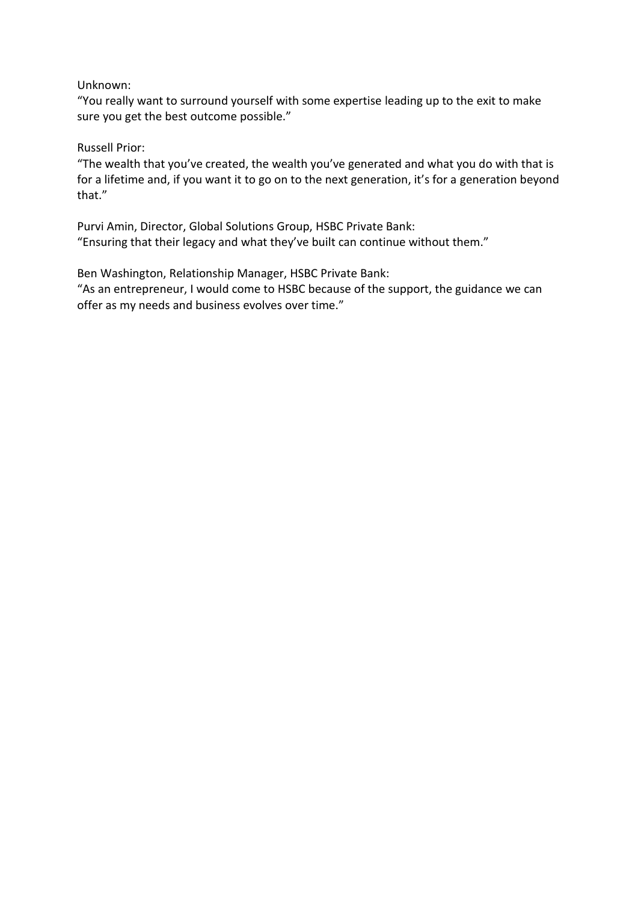Unknown:
"You really want to surround yourself with some expertise leading up to the exit to make sure you get the best outcome possible."

Russell Prior:
"The wealth that you've created, the wealth you've generated and what you do with that is for a lifetime and, if you want it to go on to the next generation, it's for a generation beyond that."

Purvi Amin, Director, Global Solutions Group, HSBC Private Bank:
"Ensuring that their legacy and what they've built can continue without them."

Ben Washington, Relationship Manager, HSBC Private Bank:
"As an entrepreneur, I would come to HSBC because of the support, the guidance we can offer as my needs and business evolves over time."